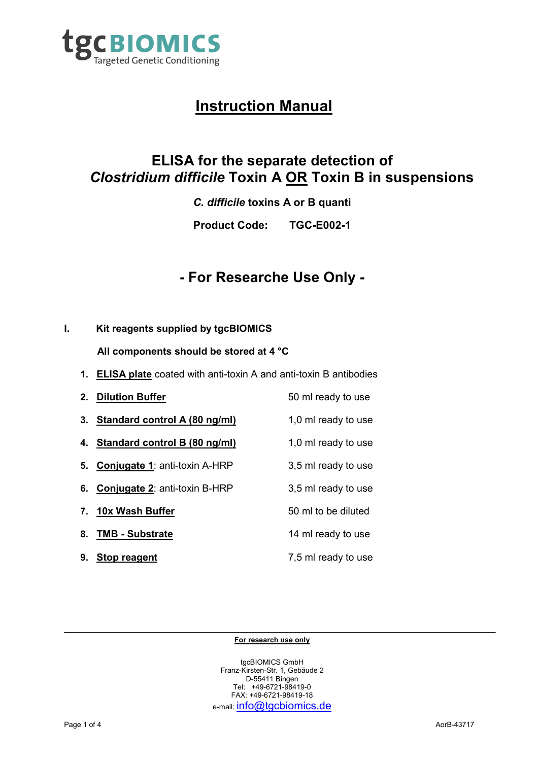tgcBIOMICS
Targeted Genetic Conditioning

# Instruction Manual

## ELISA for the separate detection of *Clostridium difficile* Toxin A OR Toxin B in suspensions

***C. difficile*** **toxins A or B quanti**

**Product Code: TGC-E002-1**

## - For Researche Use Only -

### I. Kit reagents supplied by tgcBIOMICS

**All components should be stored at 4 °C**

1. **ELISA plate** coated with anti-toxin A and anti-toxin B antibodies
2. **Dilution Buffer** — 50 ml ready to use
3. **Standard control A (80 ng/ml)** — 1,0 ml ready to use
4. **Standard control B (80 ng/ml)** — 1,0 ml ready to use
5. **Conjugate 1**: anti-toxin A-HRP — 3,5 ml ready to use
6. **Conjugate 2**: anti-toxin B-HRP — 3,5 ml ready to use
7. **10x Wash Buffer** — 50 ml to be diluted
8. **TMB - Substrate** — 14 ml ready to use
9. **Stop reagent** — 7,5 ml ready to use

**For research use only**

tgcBIOMICS GmbH
Franz-Kirsten-Str. 1, Gebäude 2
D-55411 Bingen
Tel: +49-6721-98419-0
FAX: +49-6721-98419-18
e-mail: info@tgcbiomics.de

AorB-43717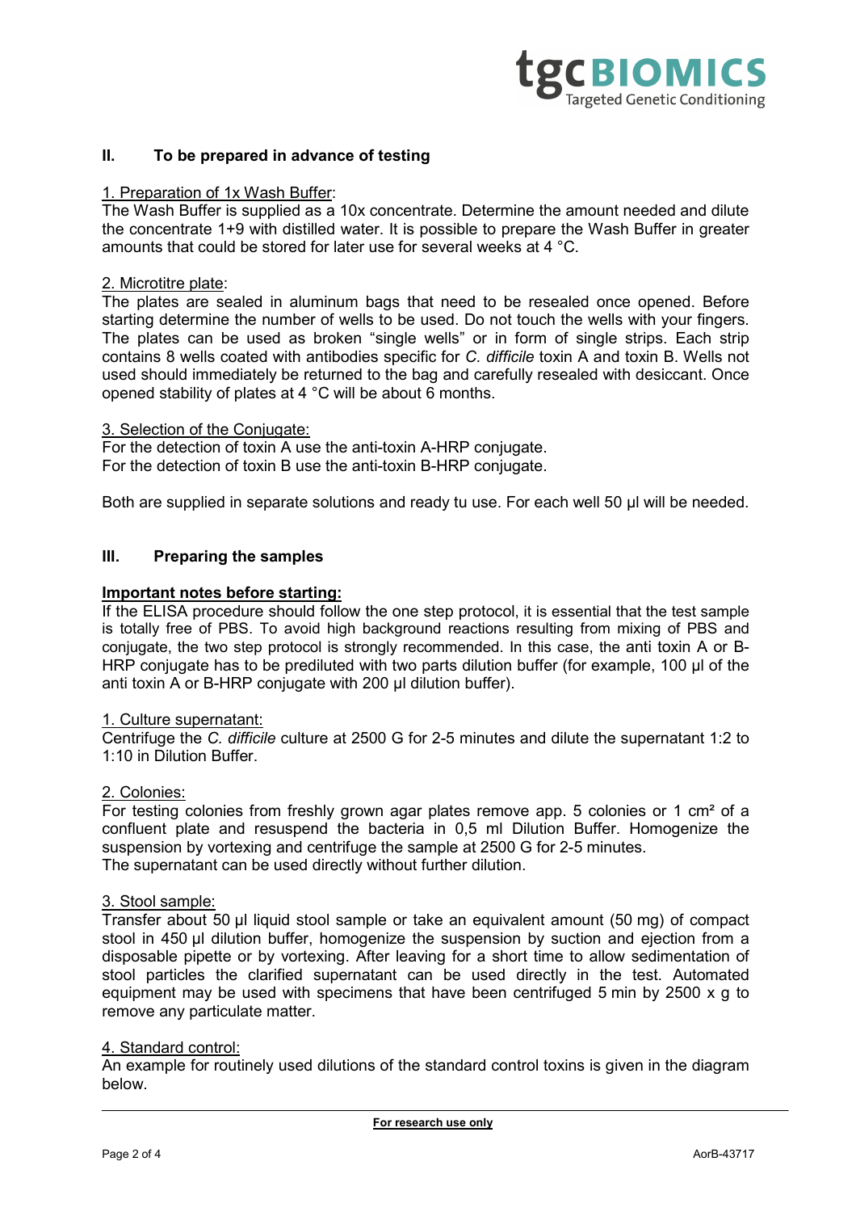## II. To be prepared in advance of testing

1. Preparation of 1x Wash Buffer:
The Wash Buffer is supplied as a 10x concentrate. Determine the amount needed and dilute the concentrate 1+9 with distilled water. It is possible to prepare the Wash Buffer in greater amounts that could be stored for later use for several weeks at 4 °C.

2. Microtitre plate:
The plates are sealed in aluminum bags that need to be resealed once opened. Before starting determine the number of wells to be used. Do not touch the wells with your fingers. The plates can be used as broken "single wells" or in form of single strips. Each strip contains 8 wells coated with antibodies specific for *C. difficile* toxin A and toxin B. Wells not used should immediately be returned to the bag and carefully resealed with desiccant. Once opened stability of plates at 4 °C will be about 6 months.

3. Selection of the Conjugate:
For the detection of toxin A use the anti-toxin A-HRP conjugate.
For the detection of toxin B use the anti-toxin B-HRP conjugate.

Both are supplied in separate solutions and ready tu use. For each well 50 µl will be needed.

## III. Preparing the samples

**Important notes before starting:**
If the ELISA procedure should follow the one step protocol, it is essential that the test sample is totally free of PBS. To avoid high background reactions resulting from mixing of PBS and conjugate, the two step protocol is strongly recommended. In this case, the anti toxin A or B-HRP conjugate has to be prediluted with two parts dilution buffer (for example, 100 µl of the anti toxin A or B-HRP conjugate with 200 µl dilution buffer).

1. Culture supernatant:
Centrifuge the *C. difficile* culture at 2500 G for 2-5 minutes and dilute the supernatant 1:2 to 1:10 in Dilution Buffer.

2. Colonies:
For testing colonies from freshly grown agar plates remove app. 5 colonies or 1 cm² of a confluent plate and resuspend the bacteria in 0,5 ml Dilution Buffer. Homogenize the suspension by vortexing and centrifuge the sample at 2500 G for 2-5 minutes.
The supernatant can be used directly without further dilution.

3. Stool sample:
Transfer about 50 µl liquid stool sample or take an equivalent amount (50 mg) of compact stool in 450 µl dilution buffer, homogenize the suspension by suction and ejection from a disposable pipette or by vortexing. After leaving for a short time to allow sedimentation of stool particles the clarified supernatant can be used directly in the test. Automated equipment may be used with specimens that have been centrifuged 5 min by 2500 x g to remove any particulate matter.

4. Standard control:
An example for routinely used dilutions of the standard control toxins is given in the diagram below.

**For research use only**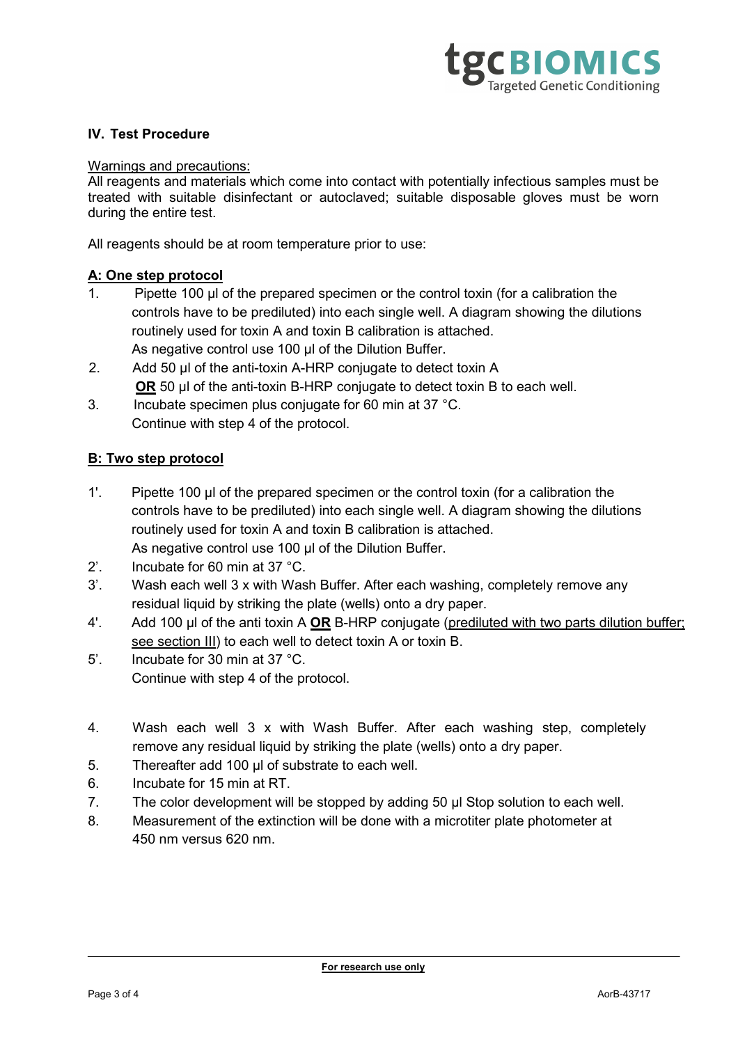## IV. Test Procedure

Warnings and precautions:
All reagents and materials which come into contact with potentially infectious samples must be treated with suitable disinfectant or autoclaved; suitable disposable gloves must be worn during the entire test.

All reagents should be at room temperature prior to use:

**A: One step protocol**

1. Pipette 100 µl of the prepared specimen or the control toxin (for a calibration the controls have to be prediluted) into each single well. A diagram showing the dilutions routinely used for toxin A and toxin B calibration is attached.
   As negative control use 100 µl of the Dilution Buffer.
2. Add 50 µl of the anti-toxin A-HRP conjugate to detect toxin A
   **OR** 50 µl of the anti-toxin B-HRP conjugate to detect toxin B to each well.
3. Incubate specimen plus conjugate for 60 min at 37 °C.
   Continue with step 4 of the protocol.

**B: Two step protocol**

1'. Pipette 100 µl of the prepared specimen or the control toxin (for a calibration the controls have to be prediluted) into each single well. A diagram showing the dilutions routinely used for toxin A and toxin B calibration is attached.
   As negative control use 100 µl of the Dilution Buffer.

2'. Incubate for 60 min at 37 °C.

3'. Wash each well 3 x with Wash Buffer. After each washing, completely remove any residual liquid by striking the plate (wells) onto a dry paper.

4'. Add 100 µl of the anti toxin A **OR** B-HRP conjugate (prediluted with two parts dilution buffer; see section III) to each well to detect toxin A or toxin B.

5'. Incubate for 30 min at 37 °C.
   Continue with step 4 of the protocol.

4. Wash each well 3 x with Wash Buffer. After each washing step, completely remove any residual liquid by striking the plate (wells) onto a dry paper.
5. Thereafter add 100 µl of substrate to each well.
6. Incubate for 15 min at RT.
7. The color development will be stopped by adding 50 µl Stop solution to each well.
8. Measurement of the extinction will be done with a microtiter plate photometer at 450 nm versus 620 nm.

**For research use only**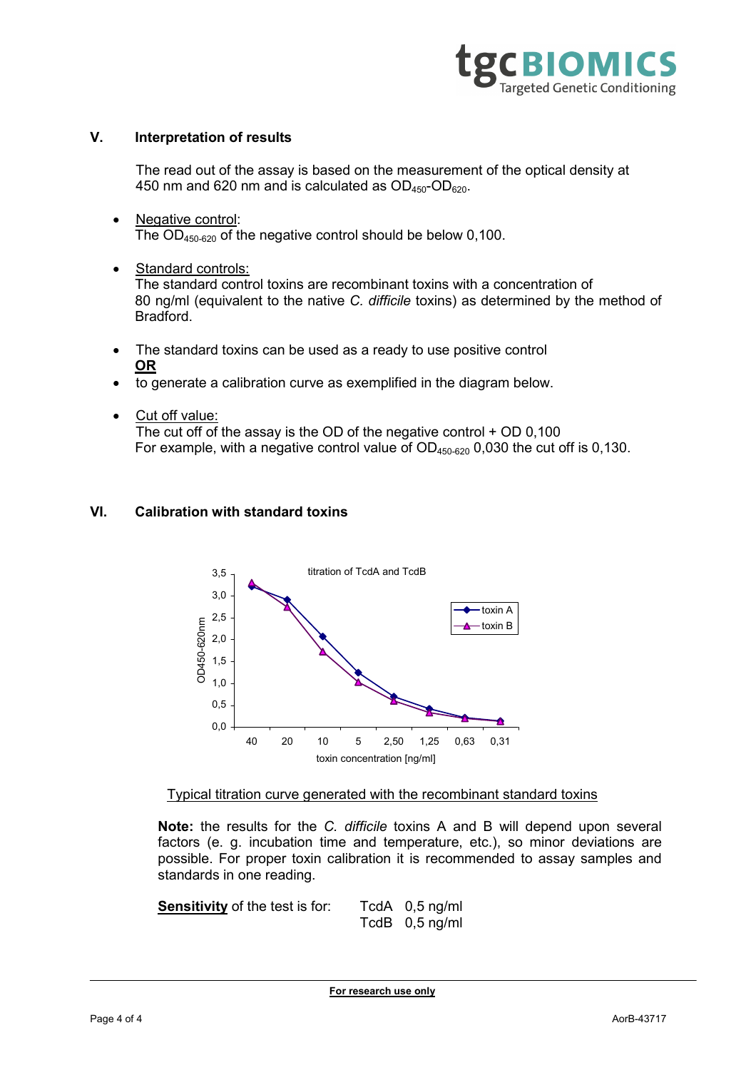## V. Interpretation of results

The read out of the assay is based on the measurement of the optical density at 450 nm and 620 nm and is calculated as $OD_{450}$-$OD_{620}$.

- Negative control:
  The $OD_{450-620}$ of the negative control should be below 0,100.
- Standard controls:
  The standard control toxins are recombinant toxins with a concentration of 80 ng/ml (equivalent to the native *C. difficile* toxins) as determined by the method of Bradford.
- The standard toxins can be used as a ready to use positive control
  **OR**
- to generate a calibration curve as exemplified in the diagram below.
- Cut off value:
  The cut off of the assay is the OD of the negative control + OD 0,100
  For example, with a negative control value of $OD_{450-620}$ 0,030 the cut off is 0,130.

## VI. Calibration with standard toxins

titration of TcdA and TcdB

OD450-620nm

3,5
3,0
2,5
2,0
1,5
1,0
0,5
0,0

40 20 10 5 2,50 1,25 0,63 0,31

toxin concentration [ng/ml]

toxin A
toxin B

Typical titration curve generated with the recombinant standard toxins

**Note:** the results for the *C. difficile* toxins A and B will depend upon several factors (e. g. incubation time and temperature, etc.), so minor deviations are possible. For proper toxin calibration it is recommended to assay samples and standards in one reading.

**Sensitivity** of the test is for: TcdA 0,5 ng/ml
TcdB 0,5 ng/ml

**For research use only**

AorB-43717